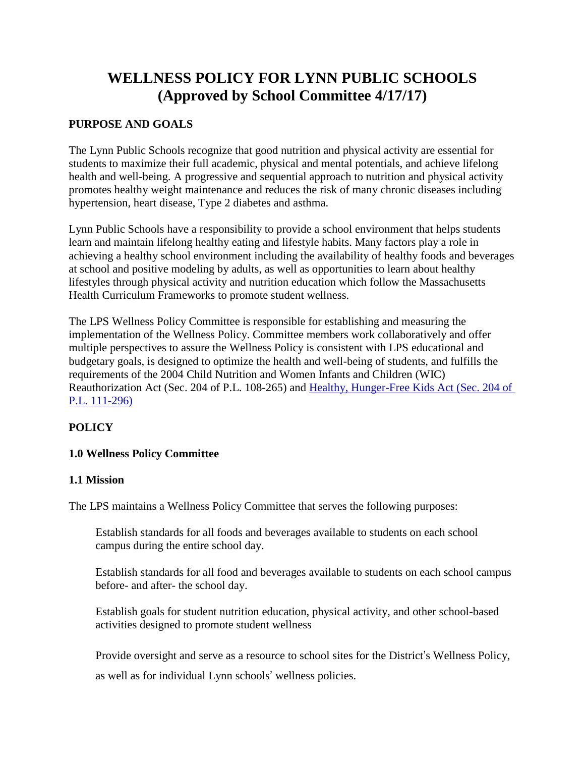# WELLNESS POLICY FOR LYNN PUBLIC SCHOOLS (Approved by School Committee 4/17/17)

## PURPOSE AND GOALS

The Lynn Public Schools recognize that good nutrition and physical activity are essential for students to maximize their full academic, physical and mental potentials, and achieve lifelong health and well-being. A progressive and sequential approach to nutrition and physical activity promotes healthy weight maintenance and reduces the risk of many chronic diseases including hypertension, heart disease, Type 2 diabetes and asthma.

Lynn Public Schools have a responsibility to provide a school environment that helps students learn and maintain lifelong healthy eating and lifestyle habits. Many factors play a role in achieving a healthy school environment including the availability of healthy foods and beverages at school and positive modeling by adults, as well as opportunities to learn about healthy lifestyles through physical activity and nutrition education which follow the Massachusetts Health Curriculum Frameworks to promote student wellness.

The LPS Wellness Policy Committee is responsible for establishing and measuring the implementation of the Wellness Policy. Committee members work collaboratively and offer multiple perspectives to assure the Wellness Policy is consistent with LPS educational and budgetary goals, is designed to optimize the health and well-being of students, and fulfills the requirements of the 2004 Child Nutrition and Women Infants and Children (WIC) Reauthorization Act (Sec. 204 of P.L. 108-265) and Healthy, Hunger-Free Kids Act (Sec. 204 of P.L. 111-296)

## POLICY

### 1.0 Wellness Policy Committee

### 1.1 Mission

The LPS maintains a Wellness Policy Committee that serves the following purposes:

Establish standards for all foods and beverages available to students on each school campus during the entire school day.

Establish standards for all food and beverages available to students on each school campus before- and after- the school day.

Establish goals for student nutrition education, physical activity, and other school-based activities designed to promote student wellness

Provide oversight and serve as a resource to school sites for the District's Wellness Policy, as well as for individual Lynn schools' wellness policies.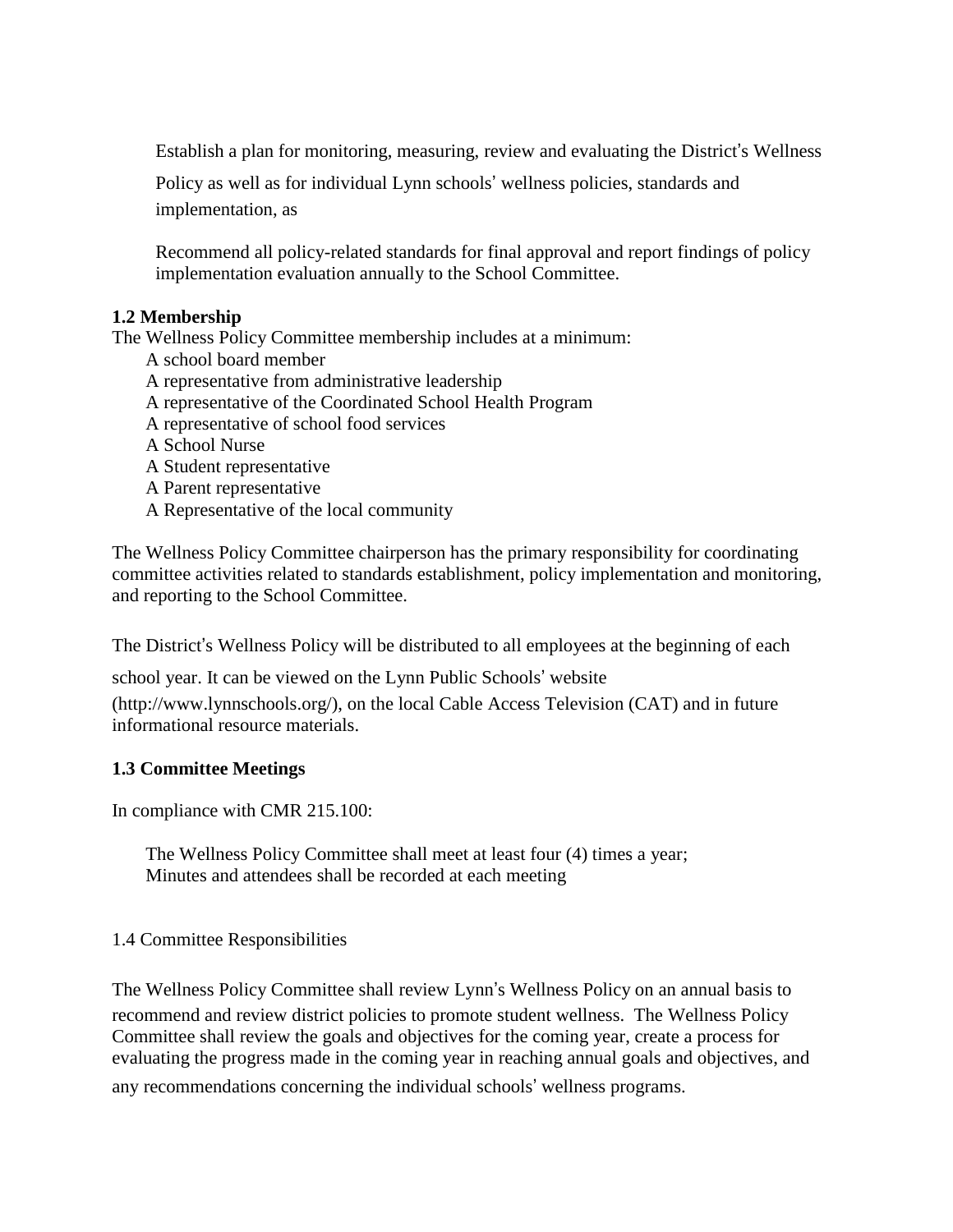Establish a plan for monitoring, measuring, review and evaluating the District's Wellness Policy as well as for individual Lynn schools' wellness policies, standards and implementation, as

Recommend all policy-related standards for final approval and report findings of policy implementation evaluation annually to the School Committee.

**1.2 Membership**

The Wellness Policy Committee membership includes at a minimum:

- A school board member
- A representative from administrative leadership
- A representative of the Coordinated School Health Program
- A representative of school food services
- A School Nurse
- A Student representative
- A Parent representative
- A Representative of the local community

The Wellness Policy Committee chairperson has the primary responsibility for coordinating committee activities related to standards establishment, policy implementation and monitoring, and reporting to the School Committee.

The District's Wellness Policy will be distributed to all employees at the beginning of each school year. It can be viewed on the Lynn Public Schools' website (http://www.lynnschools.org/), on the local Cable Access Television (CAT) and in future informational resource materials.

**1.3 Committee Meetings**

In compliance with CMR 215.100:

The Wellness Policy Committee shall meet at least four (4) times a year;
Minutes and attendees shall be recorded at each meeting

1.4 Committee Responsibilities

The Wellness Policy Committee shall review Lynn's Wellness Policy on an annual basis to recommend and review district policies to promote student wellness. The Wellness Policy Committee shall review the goals and objectives for the coming year, create a process for evaluating the progress made in the coming year in reaching annual goals and objectives, and any recommendations concerning the individual schools' wellness programs.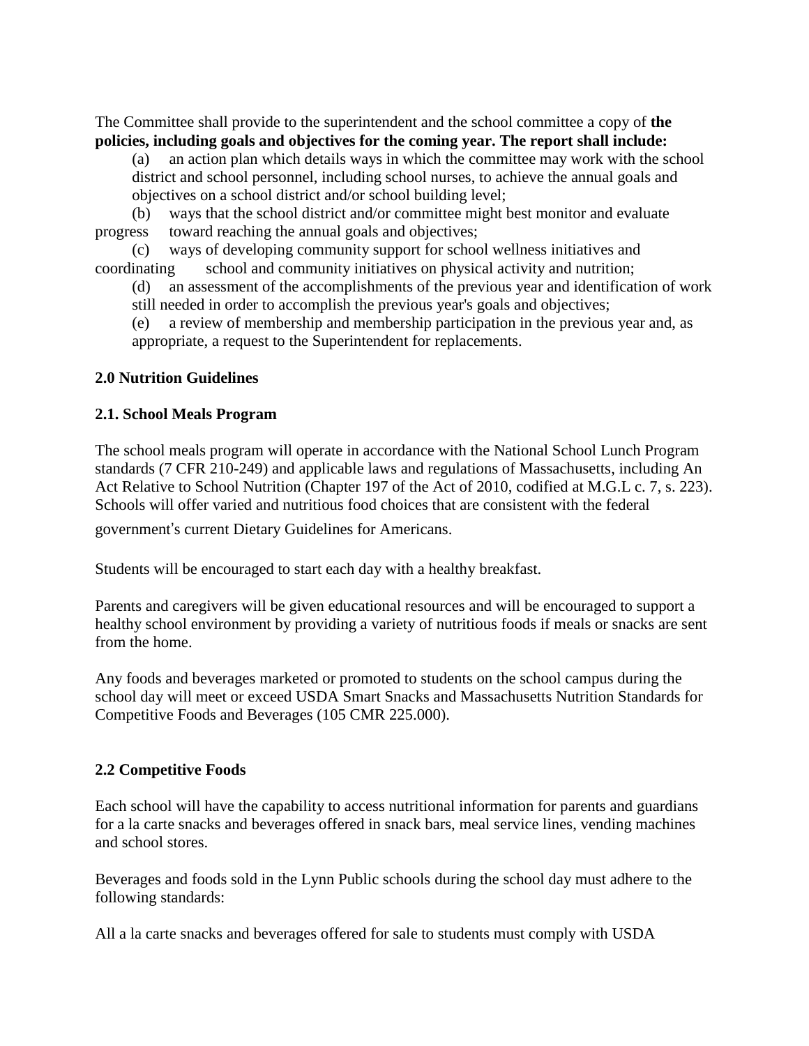The Committee shall provide to the superintendent and the school committee a copy of **the policies, including goals and objectives for the coming year. The report shall include:**

(a) an action plan which details ways in which the committee may work with the school district and school personnel, including school nurses, to achieve the annual goals and objectives on a school district and/or school building level;

(b) ways that the school district and/or committee might best monitor and evaluate progress toward reaching the annual goals and objectives;

(c) ways of developing community support for school wellness initiatives and coordinating school and community initiatives on physical activity and nutrition;

(d) an assessment of the accomplishments of the previous year and identification of work still needed in order to accomplish the previous year's goals and objectives;

(e) a review of membership and membership participation in the previous year and, as appropriate, a request to the Superintendent for replacements.

**2.0 Nutrition Guidelines**

**2.1. School Meals Program**

The school meals program will operate in accordance with the National School Lunch Program standards (7 CFR 210-249) and applicable laws and regulations of Massachusetts, including An Act Relative to School Nutrition (Chapter 197 of the Act of 2010, codified at M.G.L c. 7, s. 223). Schools will offer varied and nutritious food choices that are consistent with the federal government's current Dietary Guidelines for Americans.

Students will be encouraged to start each day with a healthy breakfast.

Parents and caregivers will be given educational resources and will be encouraged to support a healthy school environment by providing a variety of nutritious foods if meals or snacks are sent from the home.

Any foods and beverages marketed or promoted to students on the school campus during the school day will meet or exceed USDA Smart Snacks and Massachusetts Nutrition Standards for Competitive Foods and Beverages (105 CMR 225.000).

**2.2 Competitive Foods**

Each school will have the capability to access nutritional information for parents and guardians for a la carte snacks and beverages offered in snack bars, meal service lines, vending machines and school stores.

Beverages and foods sold in the Lynn Public schools during the school day must adhere to the following standards:

All a la carte snacks and beverages offered for sale to students must comply with USDA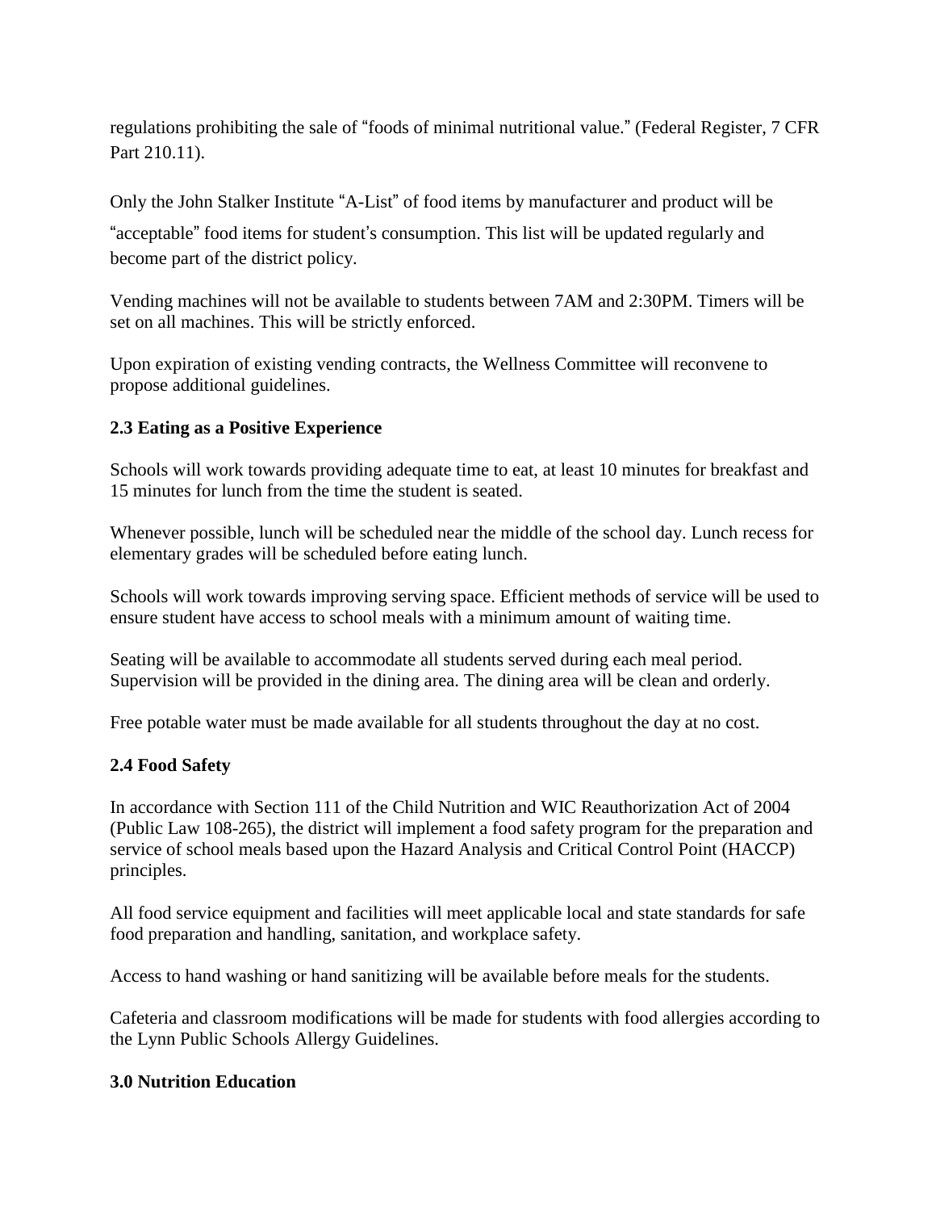regulations prohibiting the sale of "foods of minimal nutritional value." (Federal Register, 7 CFR Part 210.11).

Only the John Stalker Institute "A-List" of food items by manufacturer and product will be "acceptable" food items for student's consumption. This list will be updated regularly and become part of the district policy.

Vending machines will not be available to students between 7AM and 2:30PM. Timers will be set on all machines. This will be strictly enforced.

Upon expiration of existing vending contracts, the Wellness Committee will reconvene to propose additional guidelines.

### 2.3 Eating as a Positive Experience

Schools will work towards providing adequate time to eat, at least 10 minutes for breakfast and 15 minutes for lunch from the time the student is seated.

Whenever possible, lunch will be scheduled near the middle of the school day. Lunch recess for elementary grades will be scheduled before eating lunch.

Schools will work towards improving serving space. Efficient methods of service will be used to ensure student have access to school meals with a minimum amount of waiting time.

Seating will be available to accommodate all students served during each meal period. Supervision will be provided in the dining area. The dining area will be clean and orderly.

Free potable water must be made available for all students throughout the day at no cost.

### 2.4 Food Safety

In accordance with Section 111 of the Child Nutrition and WIC Reauthorization Act of 2004 (Public Law 108-265), the district will implement a food safety program for the preparation and service of school meals based upon the Hazard Analysis and Critical Control Point (HACCP) principles.

All food service equipment and facilities will meet applicable local and state standards for safe food preparation and handling, sanitation, and workplace safety.

Access to hand washing or hand sanitizing will be available before meals for the students.

Cafeteria and classroom modifications will be made for students with food allergies according to the Lynn Public Schools Allergy Guidelines.

## 3.0 Nutrition Education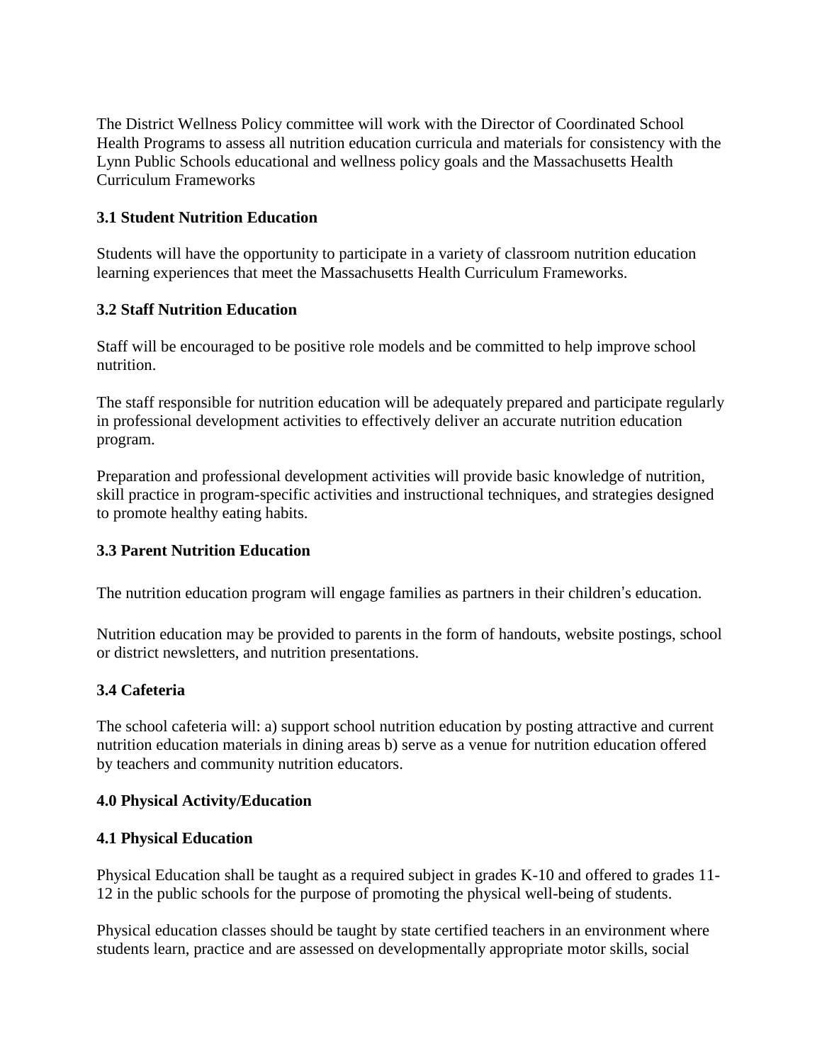The District Wellness Policy committee will work with the Director of Coordinated School Health Programs to assess all nutrition education curricula and materials for consistency with the Lynn Public Schools educational and wellness policy goals and the Massachusetts Health Curriculum Frameworks

**3.1 Student Nutrition Education**

Students will have the opportunity to participate in a variety of classroom nutrition education learning experiences that meet the Massachusetts Health Curriculum Frameworks.

**3.2 Staff Nutrition Education**

Staff will be encouraged to be positive role models and be committed to help improve school nutrition.

The staff responsible for nutrition education will be adequately prepared and participate regularly in professional development activities to effectively deliver an accurate nutrition education program.

Preparation and professional development activities will provide basic knowledge of nutrition, skill practice in program-specific activities and instructional techniques, and strategies designed to promote healthy eating habits.

**3.3 Parent Nutrition Education**

The nutrition education program will engage families as partners in their children's education.

Nutrition education may be provided to parents in the form of handouts, website postings, school or district newsletters, and nutrition presentations.

**3.4 Cafeteria**

The school cafeteria will: a) support school nutrition education by posting attractive and current nutrition education materials in dining areas b) serve as a venue for nutrition education offered by teachers and community nutrition educators.

**4.0 Physical Activity/Education**

**4.1 Physical Education**

Physical Education shall be taught as a required subject in grades K-10 and offered to grades 11-12 in the public schools for the purpose of promoting the physical well-being of students.

Physical education classes should be taught by state certified teachers in an environment where students learn, practice and are assessed on developmentally appropriate motor skills, social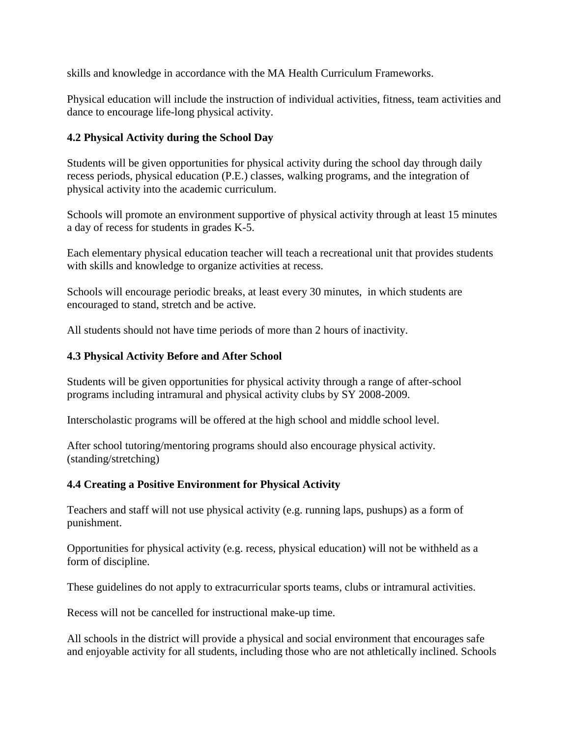skills and knowledge in accordance with the MA Health Curriculum Frameworks.

Physical education will include the instruction of individual activities, fitness, team activities and dance to encourage life-long physical activity.

**4.2 Physical Activity during the School Day**

Students will be given opportunities for physical activity during the school day through daily recess periods, physical education (P.E.) classes, walking programs, and the integration of physical activity into the academic curriculum.

Schools will promote an environment supportive of physical activity through at least 15 minutes a day of recess for students in grades K-5.

Each elementary physical education teacher will teach a recreational unit that provides students with skills and knowledge to organize activities at recess.

Schools will encourage periodic breaks, at least every 30 minutes, in which students are encouraged to stand, stretch and be active.

All students should not have time periods of more than 2 hours of inactivity.

**4.3 Physical Activity Before and After School**

Students will be given opportunities for physical activity through a range of after-school programs including intramural and physical activity clubs by SY 2008-2009.

Interscholastic programs will be offered at the high school and middle school level.

After school tutoring/mentoring programs should also encourage physical activity. (standing/stretching)

**4.4 Creating a Positive Environment for Physical Activity**

Teachers and staff will not use physical activity (e.g. running laps, pushups) as a form of punishment.

Opportunities for physical activity (e.g. recess, physical education) will not be withheld as a form of discipline.

These guidelines do not apply to extracurricular sports teams, clubs or intramural activities.

Recess will not be cancelled for instructional make-up time.

All schools in the district will provide a physical and social environment that encourages safe and enjoyable activity for all students, including those who are not athletically inclined. Schools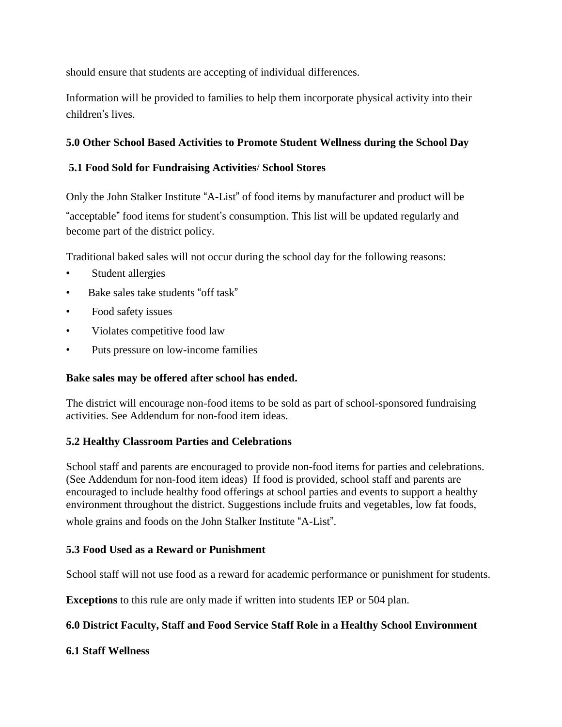should ensure that students are accepting of individual differences.

Information will be provided to families to help them incorporate physical activity into their children's lives.

## 5.0 Other School Based Activities to Promote Student Wellness during the School Day

### 5.1 Food Sold for Fundraising Activities/ School Stores

Only the John Stalker Institute "A-List" of food items by manufacturer and product will be "acceptable" food items for student's consumption. This list will be updated regularly and become part of the district policy.

Traditional baked sales will not occur during the school day for the following reasons:

- Student allergies
- Bake sales take students "off task"
- Food safety issues
- Violates competitive food law
- Puts pressure on low-income families

**Bake sales may be offered after school has ended.**

The district will encourage non-food items to be sold as part of school-sponsored fundraising activities. See Addendum for non-food item ideas.

### 5.2 Healthy Classroom Parties and Celebrations

School staff and parents are encouraged to provide non-food items for parties and celebrations. (See Addendum for non-food item ideas) If food is provided, school staff and parents are encouraged to include healthy food offerings at school parties and events to support a healthy environment throughout the district. Suggestions include fruits and vegetables, low fat foods, whole grains and foods on the John Stalker Institute "A-List".

### 5.3 Food Used as a Reward or Punishment

School staff will not use food as a reward for academic performance or punishment for students.

**Exceptions** to this rule are only made if written into students IEP or 504 plan.

## 6.0 District Faculty, Staff and Food Service Staff Role in a Healthy School Environment

### 6.1 Staff Wellness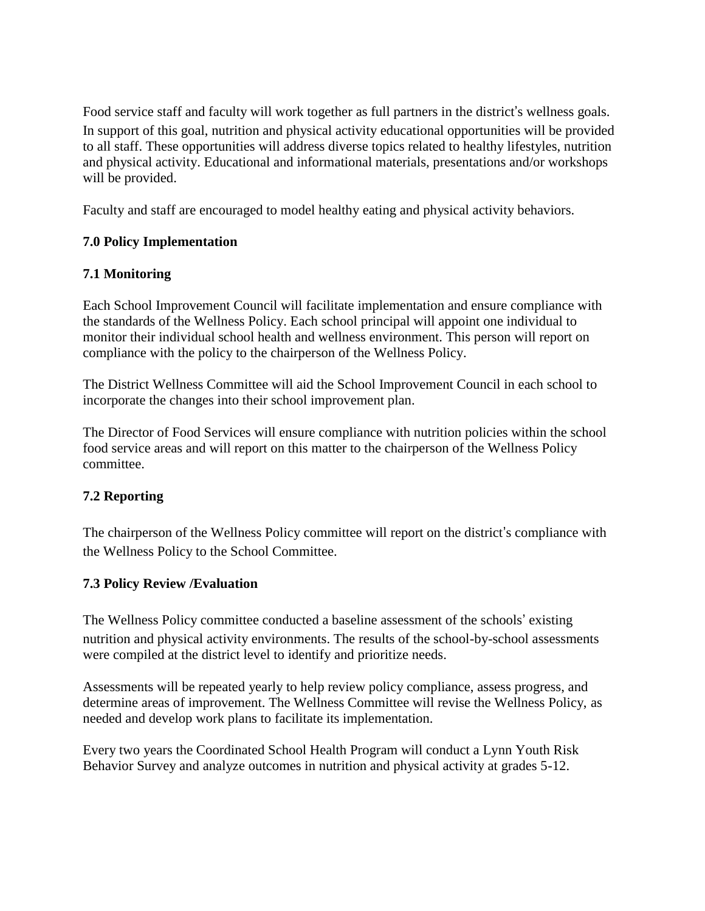Food service staff and faculty will work together as full partners in the district's wellness goals. In support of this goal, nutrition and physical activity educational opportunities will be provided to all staff. These opportunities will address diverse topics related to healthy lifestyles, nutrition and physical activity. Educational and informational materials, presentations and/or workshops will be provided.

Faculty and staff are encouraged to model healthy eating and physical activity behaviors.

## 7.0 Policy Implementation

### 7.1 Monitoring

Each School Improvement Council will facilitate implementation and ensure compliance with the standards of the Wellness Policy. Each school principal will appoint one individual to monitor their individual school health and wellness environment. This person will report on compliance with the policy to the chairperson of the Wellness Policy.

The District Wellness Committee will aid the School Improvement Council in each school to incorporate the changes into their school improvement plan.

The Director of Food Services will ensure compliance with nutrition policies within the school food service areas and will report on this matter to the chairperson of the Wellness Policy committee.

### 7.2 Reporting

The chairperson of the Wellness Policy committee will report on the district's compliance with the Wellness Policy to the School Committee.

### 7.3 Policy Review /Evaluation

The Wellness Policy committee conducted a baseline assessment of the schools' existing nutrition and physical activity environments. The results of the school-by-school assessments were compiled at the district level to identify and prioritize needs.

Assessments will be repeated yearly to help review policy compliance, assess progress, and determine areas of improvement. The Wellness Committee will revise the Wellness Policy, as needed and develop work plans to facilitate its implementation.

Every two years the Coordinated School Health Program will conduct a Lynn Youth Risk Behavior Survey and analyze outcomes in nutrition and physical activity at grades 5-12.